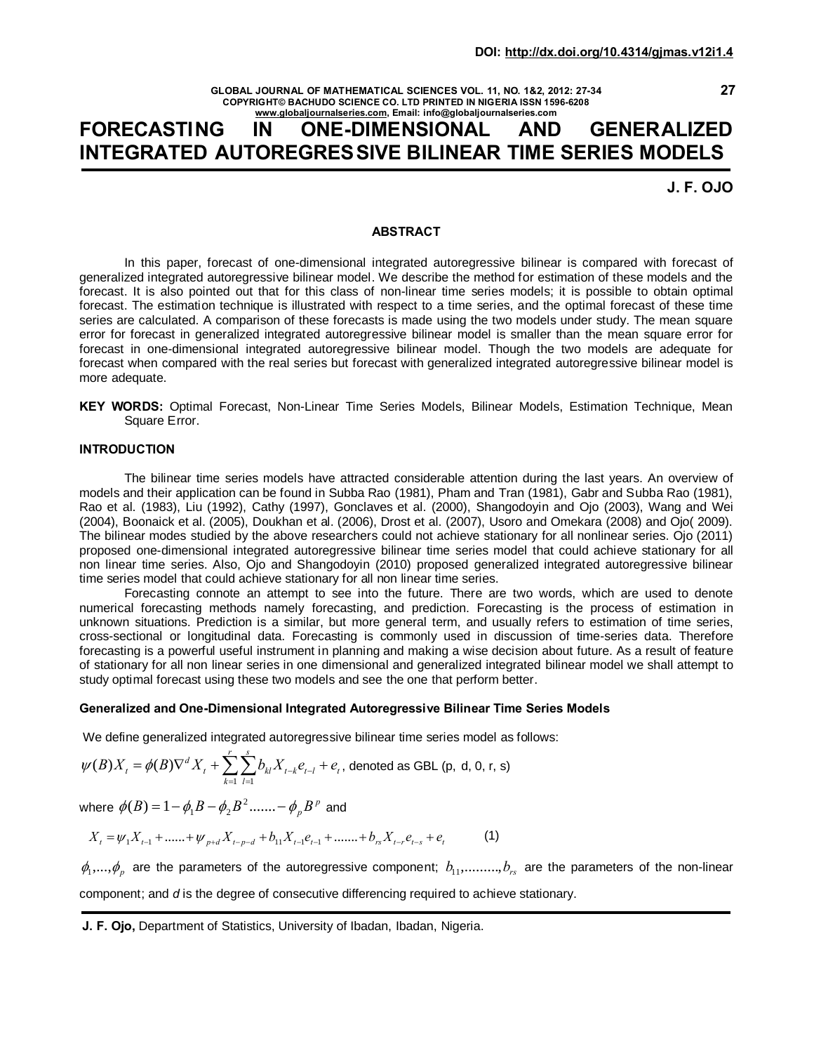# FORECASTING IN ONE-DIMENSIONAL AND GENERALIZED INTEGRATED AUTOREGRESSIVE BILINEAR TIME SERIES MODELS

**J. F. OJO**

## ABSTRACT

In this paper, forecast of one-dimensional integrated autoregressive bilinear is compared with forecast of generalized integrated autoregressive bilinear model. We describe the method for estimation of these models and the forecast. It is also pointed out that for this class of non-linear time series models; it is possible to obtain optimal forecast. The estimation technique is illustrated with respect to a time series, and the optimal forecast of these time series are calculated. A comparison of these forecasts is made using the two models under study. The mean square error for forecast in generalized integrated autoregressive bilinear model is smaller than the mean square error for forecast in one-dimensional integrated autoregressive bilinear model. Though the two models are adequate for forecast when compared with the real series but forecast with generalized integrated autoregressive bilinear model is more adequate.

**KEY WORDS:** Optimal Forecast, Non-Linear Time Series Models, Bilinear Models, Estimation Technique, Mean Square Error.

## INTRODUCTION

The bilinear time series models have attracted considerable attention during the last years. An overview of models and their application can be found in Subba Rao (1981), Pham and Tran (1981), Gabr and Subba Rao (1981), Rao et al. (1983), Liu (1992), Cathy (1997), Gonclaves et al. (2000), Shangodoyin and Ojo (2003), Wang and Wei (2004), Boonaick et al. (2005), Doukhan et al. (2006), Drost et al. (2007), Usoro and Omekara (2008) and Ojo( 2009). The bilinear modes studied by the above researchers could not achieve stationary for all nonlinear series. Ojo (2011) proposed one-dimensional integrated autoregressive bilinear time series model that could achieve stationary for all non linear time series. Also, Ojo and Shangodoyin (2010) proposed generalized integrated autoregressive bilinear time series model that could achieve stationary for all non linear time series.

Forecasting connote an attempt to see into the future. There are two words, which are used to denote numerical forecasting methods namely forecasting, and prediction. Forecasting is the process of estimation in unknown situations. Prediction is a similar, but more general term, and usually refers to estimation of time series, cross-sectional or longitudinal data. Forecasting is commonly used in discussion of time-series data. Therefore forecasting is a powerful useful instrument in planning and making a wise decision about future. As a result of feature of stationary for all non linear series in one dimensional and generalized integrated bilinear model we shall attempt to study optimal forecast using these two models and see the one that perform better.

### Generalized and One-Dimensional Integrated Autoregressive Bilinear Time Series Models

We define generalized integrated autoregressive bilinear time series model as follows:

$\psi(B)X_t = \phi(B)\nabla^d X_t + \sum_{k=1}^{r}\sum_{l=1}^{s} b_{kl} X_{t-k} e_{t-l} + e_t$, denoted as GBL (p, d, 0, r, s)

where $\phi(B) = 1 - \phi_1 B - \phi_2 B^2 ....... - \phi_p B^p$ and

$$X_t = \psi_1 X_{t-1} + ...... + \psi_{p+d} X_{t-p-d} + b_{11} X_{t-1} e_{t-1} + ....... + b_{rs} X_{t-r} e_{t-s} + e_t \qquad (1)$$

$\phi_1,...,\phi_p$ are the parameters of the autoregressive component; $b_{11},.........,b_{rs}$ are the parameters of the non-linear component; and *d* is the degree of consecutive differencing required to achieve stationary.

**J. F. Ojo,** Department of Statistics, University of Ibadan, Ibadan, Nigeria.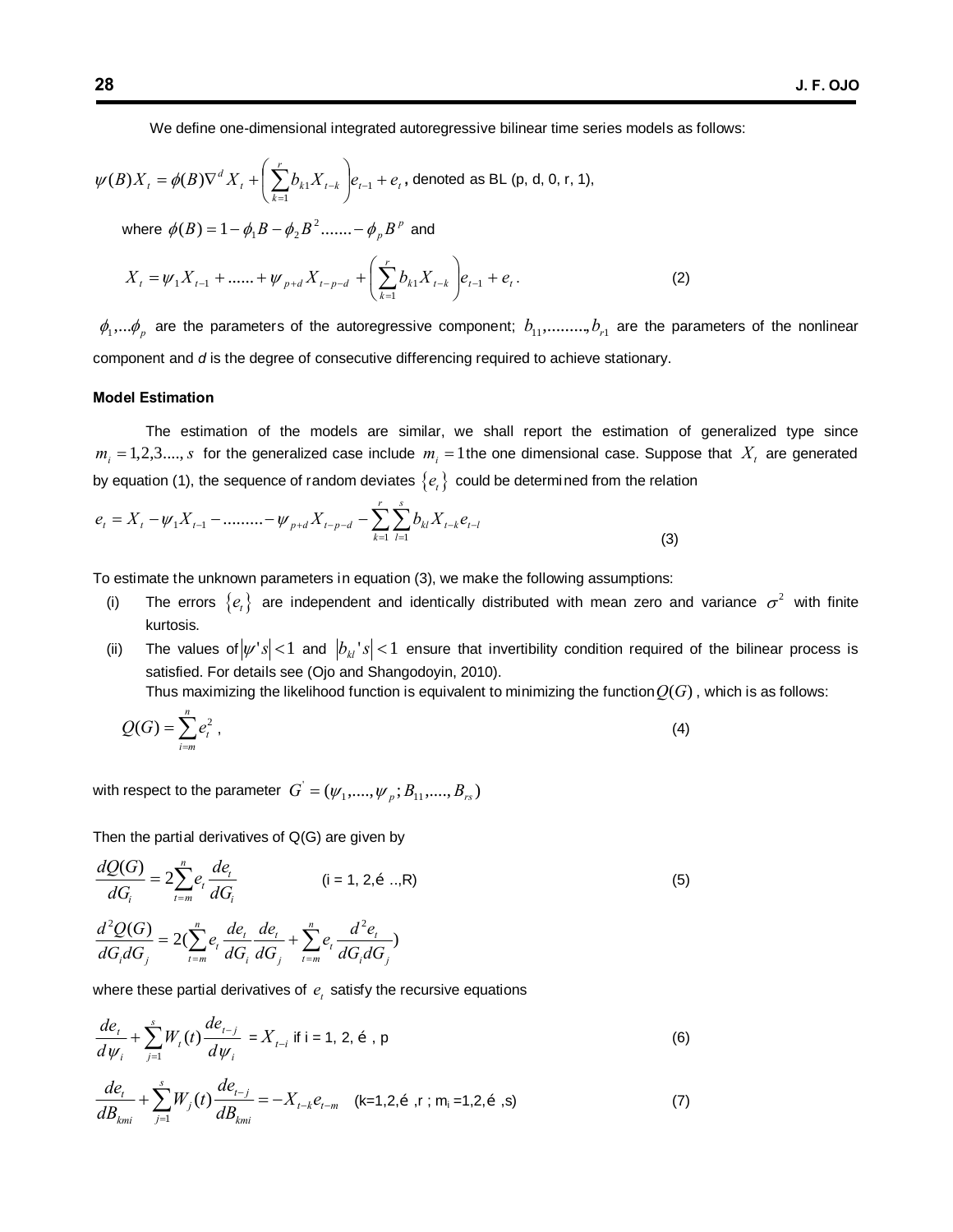We define one-dimensional integrated autoregressive bilinear time series models as follows:

$$\psi(B)X_t = \phi(B)\nabla^d X_t + \left(\sum_{k=1}^{r} b_{k1} X_{t-k}\right)e_{t-1} + e_t$$, denoted as BL (p, d, 0, r, 1),

where $\phi(B) = 1 - \phi_1 B - \phi_2 B^2 ....... - \phi_p B^p$ and

$$X_t = \psi_1 X_{t-1} + ...... + \psi_{p+d} X_{t-p-d} + \left(\sum_{k=1}^{r} b_{k1} X_{t-k}\right)e_{t-1} + e_t . \tag{2}$$

$\phi_1,...\phi_p$ are the parameters of the autoregressive component; $b_{11},.........,b_{r1}$ are the parameters of the nonlinear component and *d* is the degree of consecutive differencing required to achieve stationary.

**Model Estimation**

The estimation of the models are similar, we shall report the estimation of generalized type since $m_i = 1,2,3....,s$ for the generalized case include $m_i = 1$ the one dimensional case. Suppose that $X_t$ are generated by equation (1), the sequence of random deviates $\{e_t\}$ could be determined from the relation

$$e_t = X_t - \psi_1 X_{t-1} - ......... - \psi_{p+d} X_{t-p-d} - \sum_{k=1}^{r}\sum_{l=1}^{s} b_{kl} X_{t-k} e_{t-l} \tag{3}$$

To estimate the unknown parameters in equation (3), we make the following assumptions:

(i) The errors $\{e_t\}$ are independent and identically distributed with mean zero and variance $\sigma^2$ with finite kurtosis.

(ii) The values of $|\psi's| < 1$ and $|b_{kl}'s| < 1$ ensure that invertibility condition required of the bilinear process is satisfied. For details see (Ojo and Shangodoyin, 2010).

Thus maximizing the likelihood function is equivalent to minimizing the function $Q(G)$ , which is as follows:

$$Q(G) = \sum_{i=m}^{n} e_t^2 , \tag{4}$$

with respect to the parameter $G' = (\psi_1,....,\psi_p; B_{11},....,B_{rs})$

Then the partial derivatives of Q(G) are given by

$$\frac{dQ(G)}{dG_i} = 2\sum_{t=m}^{n} e_t \frac{de_t}{dG_i} \qquad \text{(i = 1, 2,é ..,R)} \tag{5}$$

$$\frac{d^2Q(G)}{dG_i dG_j} = 2\left(\sum_{t=m}^{n} e_t \frac{de_t}{dG_i}\frac{de_t}{dG_j} + \sum_{t=m}^{n} e_t \frac{d^2 e_t}{dG_i dG_j}\right)$$

where these partial derivatives of $e_t$ satisfy the recursive equations

$$\frac{de_t}{d\psi_i} + \sum_{j=1}^{s} W_t(t)\frac{de_{t-j}}{d\psi_i} = X_{t-i} \text{ if i = 1, 2, é , p} \tag{6}$$

$$\frac{de_t}{dB_{kmi}} + \sum_{j=1}^{s} W_j(t)\frac{de_{t-j}}{dB_{kmi}} = -X_{t-k}e_{t-m} \quad \text{(k=1,2,é ,r ; m}_i\text{ =1,2,é ,s)} \tag{7}$$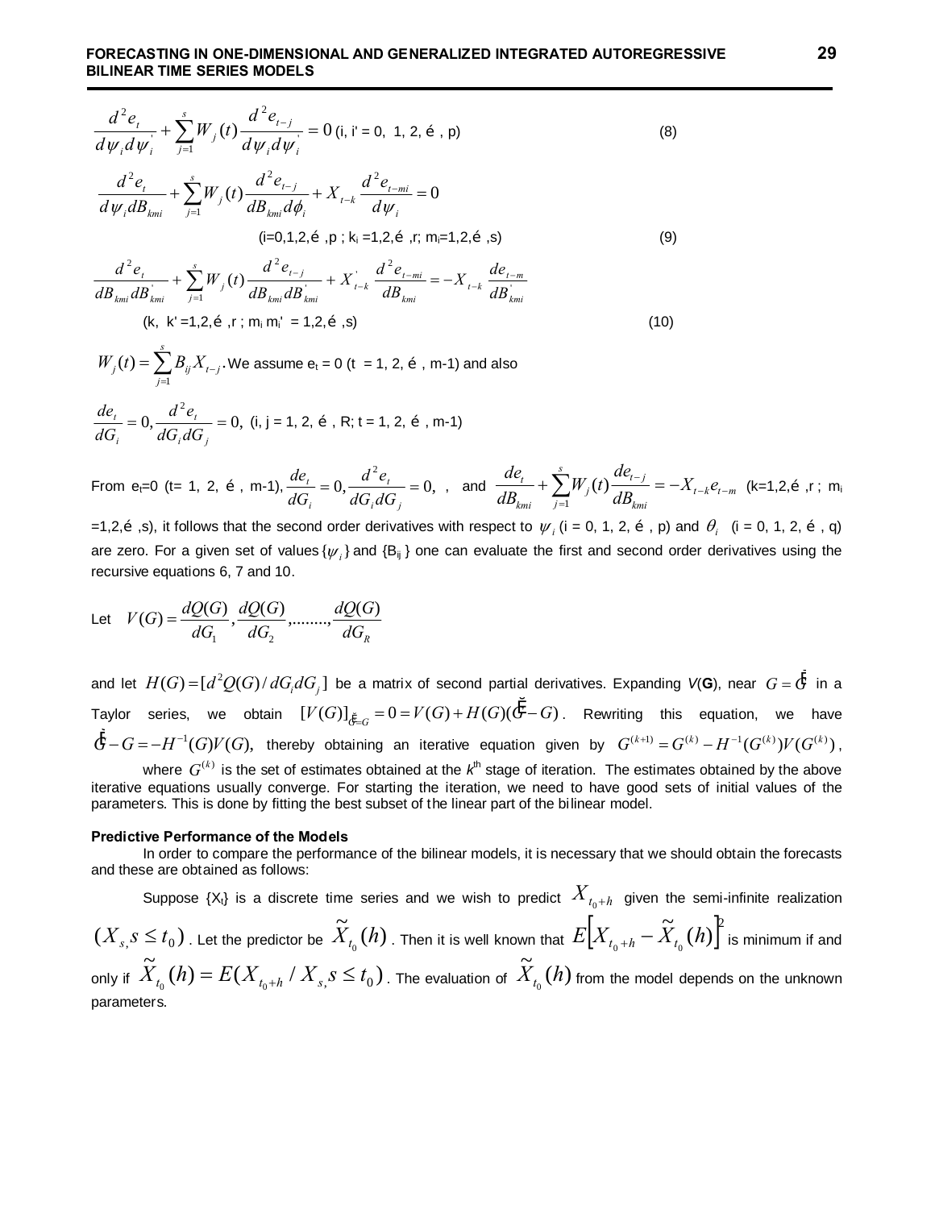$$\frac{d^2 e_t}{d\psi_i d\psi_i^{'}} + \sum_{j=1}^{s} W_j(t) \frac{d^2 e_{t-j}}{d\psi_i d\psi_i^{'}} = 0 \text{ (i, i' = 0, 1, 2, é , p)} \quad (8)$$

$$\frac{d^2 e_t}{d\psi_i dB_{kmi}} + \sum_{j=1}^{s} W_j(t) \frac{d^2 e_{t-j}}{dB_{kmi} d\phi_i} + X_{t-k} \frac{d^2 e_{t-mi}}{d\psi_i} = 0$$

(i=0,1,2,é ,p ; $k_i$ =1,2,é ,r; $m_i$=1,2,é ,s) (9)

$$\frac{d^2 e_t}{dB_{kmi} dB_{kmi}^{'}} + \sum_{j=1}^{s} W_j(t) \frac{d^2 e_{t-j}}{dB_{kmi} dB_{kmi}^{'}} + X_{t-k}^{'} \frac{d^2 e_{t-mi}}{dB_{kmi}} = -X_{t-k} \frac{de_{t-m}}{dB_{kmi}^{'}}$$

(k, k' =1,2,é ,r ; $m_i$ $m_i$' = 1,2,é ,s) (10)

$W_j(t) = \sum_{j=1}^{s} B_{ij} X_{t-j}$. We assume $e_t$ = 0 (t = 1, 2, é , m-1) and also

$$\frac{de_t}{dG_i} = 0, \frac{d^2 e_t}{dG_i dG_j} = 0, \text{ (i, j = 1, 2, é , R; t = 1, 2, é , m-1)}$$

From $e_t$=0 (t= 1, 2, é , m-1), $\frac{de_t}{dG_i} = 0, \frac{d^2 e_t}{dG_i dG_j} = 0,$ , and $\frac{de_t}{dB_{kmi}} + \sum_{j=1}^{s} W_j(t) \frac{de_{t-j}}{dB_{kmi}} = -X_{t-k} e_{t-m}$ (k=1,2,é ,r ; $m_i$ =1,2,é ,s), it follows that the second order derivatives with respect to $\psi_i$ (i = 0, 1, 2, é , p) and $\theta_i$ (i = 0, 1, 2, é , q) are zero. For a given set of values $\{\psi_i\}$ and $\{B_{ij}\}$ one can evaluate the first and second order derivatives using the recursive equations 6, 7 and 10.

Let $V(G) = \frac{dQ(G)}{dG_1}, \frac{dQ(G)}{dG_2}, ........, \frac{dQ(G)}{dG_R}$

and let $H(G) = [d^2 Q(G) / dG_i dG_j]$ be a matrix of second partial derivatives. Expanding $V(\mathbf{G})$, near $G = \hat{G}$ in a Taylor series, we obtain $[V(G)]_{\hat{G}=G} = 0 = V(G) + H(G)(\hat{G} - G)$. Rewriting this equation, we have $\hat{G} - G = -H^{-1}(G)V(G)$, thereby obtaining an iterative equation given by $G^{(k+1)} = G^{(k)} - H^{-1}(G^{(k)})V(G^{(k)})$, where $G^{(k)}$ is the set of estimates obtained at the $k^{th}$ stage of iteration. The estimates obtained by the above iterative equations usually converge. For starting the iteration, we need to have good sets of initial values of the parameters. This is done by fitting the best subset of the linear part of the bilinear model.

**Predictive Performance of the Models**

In order to compare the performance of the bilinear models, it is necessary that we should obtain the forecasts and these are obtained as follows:

Suppose $\{X_t\}$ is a discrete time series and we wish to predict $X_{t_0+h}$ given the semi-infinite realization $(X_{s,} s \le t_0)$. Let the predictor be $\tilde{X}_{t_0}(h)$. Then it is well known that $E\left[X_{t_0+h} - \tilde{X}_{t_0}(h)\right]^2$ is minimum if and only if $\tilde{X}_{t_0}(h) = E(X_{t_0+h} / X_{s,} s \le t_0)$. The evaluation of $\tilde{X}_{t_0}(h)$ from the model depends on the unknown parameters.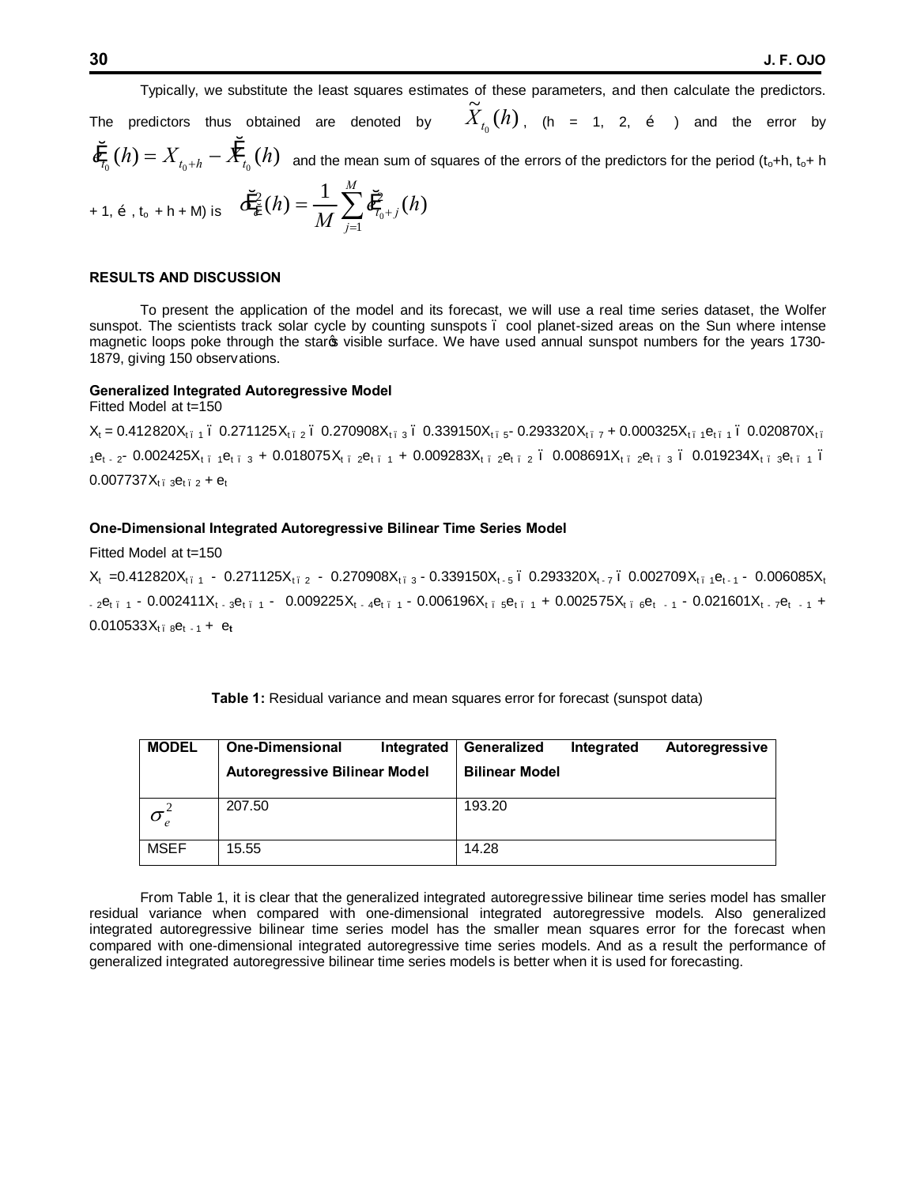Typically, we substitute the least squares estimates of these parameters, and then calculate the predictors. The predictors thus obtained are denoted by $\tilde{X}_{t_0}(h)$, (h = 1, 2, … ) and the error by $\tilde{e}_{t_0}(h) = X_{t_0+h} - \tilde{X}_{t_0}(h)$ and the mean sum of squares of the errors of the predictors for the period ($t_o$+h, $t_o$+ h + 1, … , $t_o$ + h + M) is $\tilde{\sigma}_{\tilde{e}}^2(h) = \frac{1}{M}\sum_{j=1}^{M}\tilde{e}_{t_0+j}^2(h)$

## RESULTS AND DISCUSSION

To present the application of the model and its forecast, we will use a real time series dataset, the Wolfer sunspot. The scientists track solar cycle by counting sunspots – cool planet-sized areas on the Sun where intense magnetic loops poke through the star's visible surface. We have used annual sunspot numbers for the years 1730-1879, giving 150 observations.

### Generalized Integrated Autoregressive Model

Fitted Model at t=150

$X_t = 0.412820X_{t-1} - 0.271125X_{t-2} - 0.270908X_{t-3} - 0.339150X_{t-5} - 0.293320X_{t-7} + 0.000325X_{t-1}e_{t-1} - 0.020870X_{t-1}e_{t-2} - 0.002425X_{t-1}e_{t-3} + 0.018075X_{t-2}e_{t-1} + 0.009283X_{t-2}e_{t-2} - 0.008691X_{t-2}e_{t-3} - 0.019234X_{t-3}e_{t-1} - 0.007737X_{t-3}e_{t-2} + e_t$

### One-Dimensional Integrated Autoregressive Bilinear Time Series Model

Fitted Model at t=150

$X_t = 0.412820X_{t-1} - 0.271125X_{t-2} - 0.270908X_{t-3} - 0.339150X_{t-5} - 0.293320X_{t-7} - 0.002709X_{t-1}e_{t-1} - 0.006085X_{t-2}e_{t-1} - 0.002411X_{t-3}e_{t-1} - 0.009225X_{t-4}e_{t-1} - 0.006196X_{t-5}e_{t-1} + 0.002575X_{t-6}e_{t-1} - 0.021601X_{t-7}e_{t-1} + 0.010533X_{t-8}e_{t-1} + e_t$

**Table 1:** Residual variance and mean squares error for forecast (sunspot data)

| MODEL | One-Dimensional Integrated Autoregressive Bilinear Model | Generalized Integrated Autoregressive Bilinear Model |
|---|---|---|
| $\sigma_e^2$ | 207.50 | 193.20 |
| MSEF | 15.55 | 14.28 |

From Table 1, it is clear that the generalized integrated autoregressive bilinear time series model has smaller residual variance when compared with one-dimensional integrated autoregressive models. Also generalized integrated autoregressive bilinear time series model has the smaller mean squares error for the forecast when compared with one-dimensional integrated autoregressive time series models. And as a result the performance of generalized integrated autoregressive bilinear time series models is better when it is used for forecasting.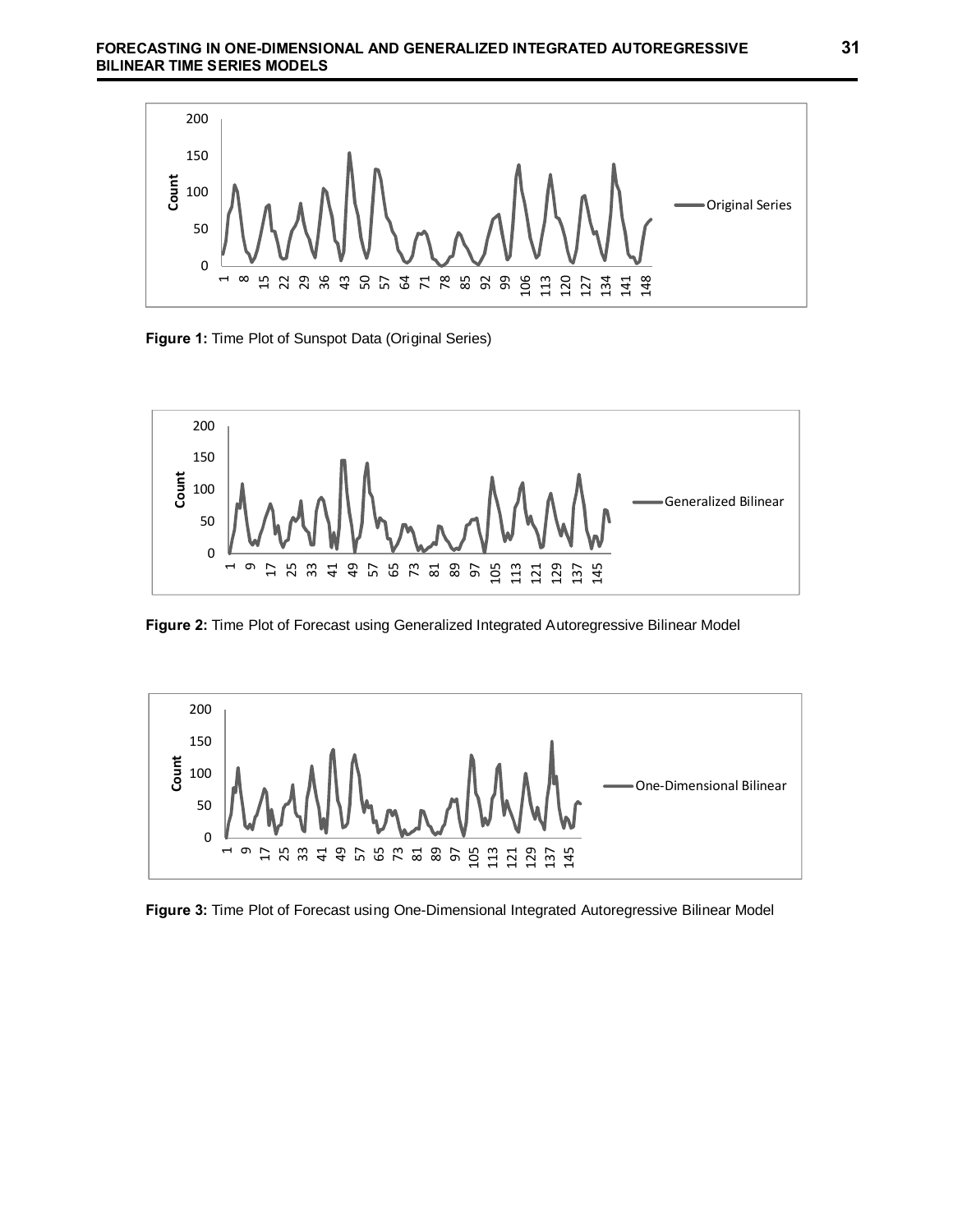Figure 1: Time Plot of Sunspot Data (Original Series)

Figure 2: Time Plot of Forecast using Generalized Integrated Autoregressive Bilinear Model

Figure 3: Time Plot of Forecast using One-Dimensional Integrated Autoregressive Bilinear Model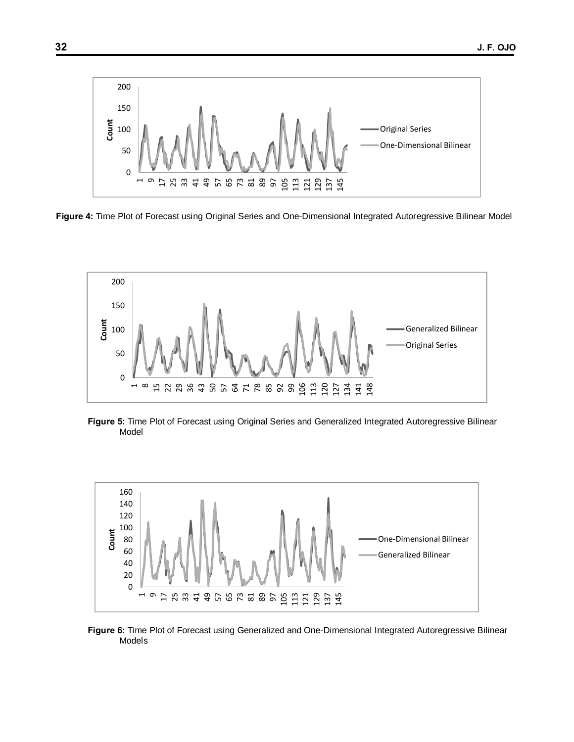**Figure 4:** Time Plot of Forecast using Original Series and One-Dimensional Integrated Autoregressive Bilinear Model

**Figure 5:** Time Plot of Forecast using Original Series and Generalized Integrated Autoregressive Bilinear Model

**Figure 6:** Time Plot of Forecast using Generalized and One-Dimensional Integrated Autoregressive Bilinear Models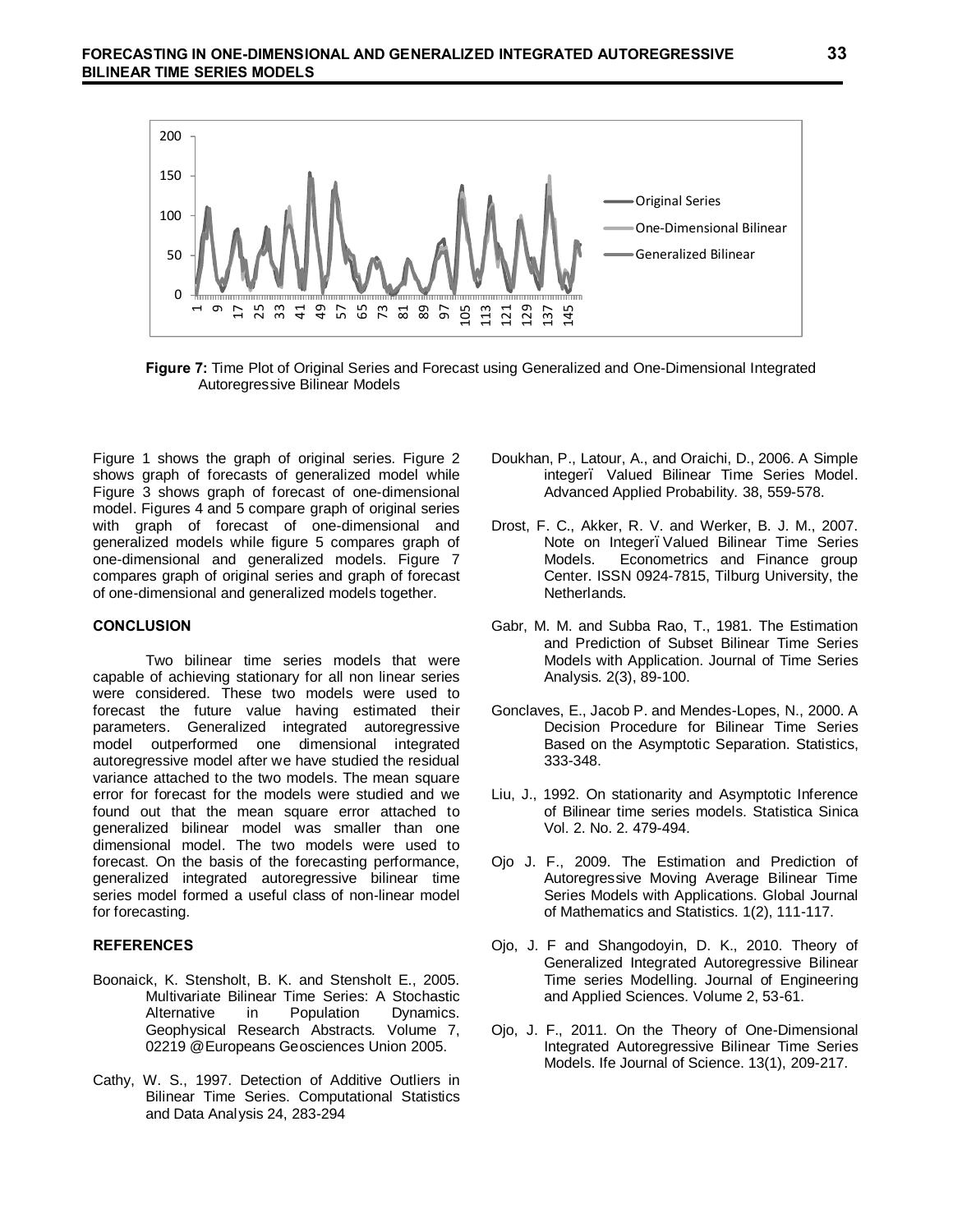**Figure 7:** Time Plot of Original Series and Forecast using Generalized and One-Dimensional Integrated Autoregressive Bilinear Models

Figure 1 shows the graph of original series. Figure 2 shows graph of forecasts of generalized model while Figure 3 shows graph of forecast of one-dimensional model. Figures 4 and 5 compare graph of original series with graph of forecast of one-dimensional and generalized models while figure 5 compares graph of one-dimensional and generalized models. Figure 7 compares graph of original series and graph of forecast of one-dimensional and generalized models together.

## CONCLUSION

Two bilinear time series models that were capable of achieving stationary for all non linear series were considered. These two models were used to forecast the future value having estimated their parameters. Generalized integrated autoregressive model outperformed one dimensional integrated autoregressive model after we have studied the residual variance attached to the two models. The mean square error for forecast for the models were studied and we found out that the mean square error attached to generalized bilinear model was smaller than one dimensional model. The two models were used to forecast. On the basis of the forecasting performance, generalized integrated autoregressive bilinear time series model formed a useful class of non-linear model for forecasting.

## REFERENCES

Boonaick, K. Stensholt, B. K. and Stensholt E., 2005. Multivariate Bilinear Time Series: A Stochastic Alternative in Population Dynamics. Geophysical Research Abstracts. Volume 7, 02219 @Europeans Geosciences Union 2005.

Cathy, W. S., 1997. Detection of Additive Outliers in Bilinear Time Series. Computational Statistics and Data Analysis 24, 283-294

Doukhan, P., Latour, A., and Oraichi, D., 2006. A Simple integerï Valued Bilinear Time Series Model. Advanced Applied Probability. 38, 559-578.

Drost, F. C., Akker, R. V. and Werker, B. J. M., 2007. Note on Integerï Valued Bilinear Time Series Models. Econometrics and Finance group Center. ISSN 0924-7815, Tilburg University, the Netherlands.

Gabr, M. M. and Subba Rao, T., 1981. The Estimation and Prediction of Subset Bilinear Time Series Models with Application. Journal of Time Series Analysis. 2(3), 89-100.

Gonclaves, E., Jacob P. and Mendes-Lopes, N., 2000. A Decision Procedure for Bilinear Time Series Based on the Asymptotic Separation. Statistics, 333-348.

Liu, J., 1992. On stationarity and Asymptotic Inference of Bilinear time series models. Statistica Sinica Vol. 2. No. 2. 479-494.

Ojo J. F., 2009. The Estimation and Prediction of Autoregressive Moving Average Bilinear Time Series Models with Applications. Global Journal of Mathematics and Statistics. 1(2), 111-117.

Ojo, J. F and Shangodoyin, D. K., 2010. Theory of Generalized Integrated Autoregressive Bilinear Time series Modelling. Journal of Engineering and Applied Sciences. Volume 2, 53-61.

Ojo, J. F., 2011. On the Theory of One-Dimensional Integrated Autoregressive Bilinear Time Series Models. Ife Journal of Science. 13(1), 209-217.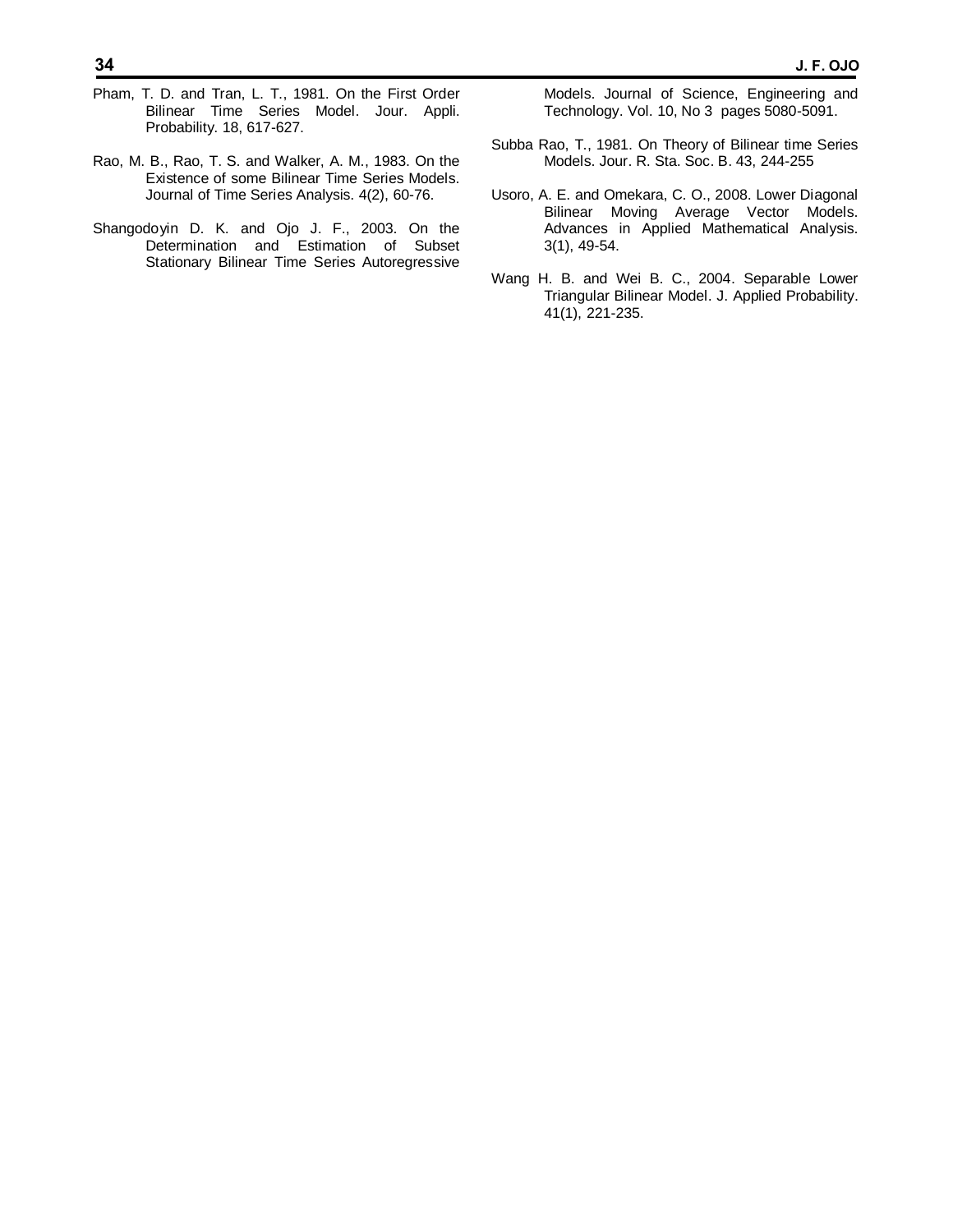Pham, T. D. and Tran, L. T., 1981. On the First Order Bilinear Time Series Model. Jour. Appli. Probability. 18, 617-627.

Rao, M. B., Rao, T. S. and Walker, A. M., 1983. On the Existence of some Bilinear Time Series Models. Journal of Time Series Analysis. 4(2), 60-76.

Shangodoyin D. K. and Ojo J. F., 2003. On the Determination and Estimation of Subset Stationary Bilinear Time Series Autoregressive Models. Journal of Science, Engineering and Technology. Vol. 10, No 3 pages 5080-5091.

Subba Rao, T., 1981. On Theory of Bilinear time Series Models. Jour. R. Sta. Soc. B. 43, 244-255

Usoro, A. E. and Omekara, C. O., 2008. Lower Diagonal Bilinear Moving Average Vector Models. Advances in Applied Mathematical Analysis. 3(1), 49-54.

Wang H. B. and Wei B. C., 2004. Separable Lower Triangular Bilinear Model. J. Applied Probability. 41(1), 221-235.